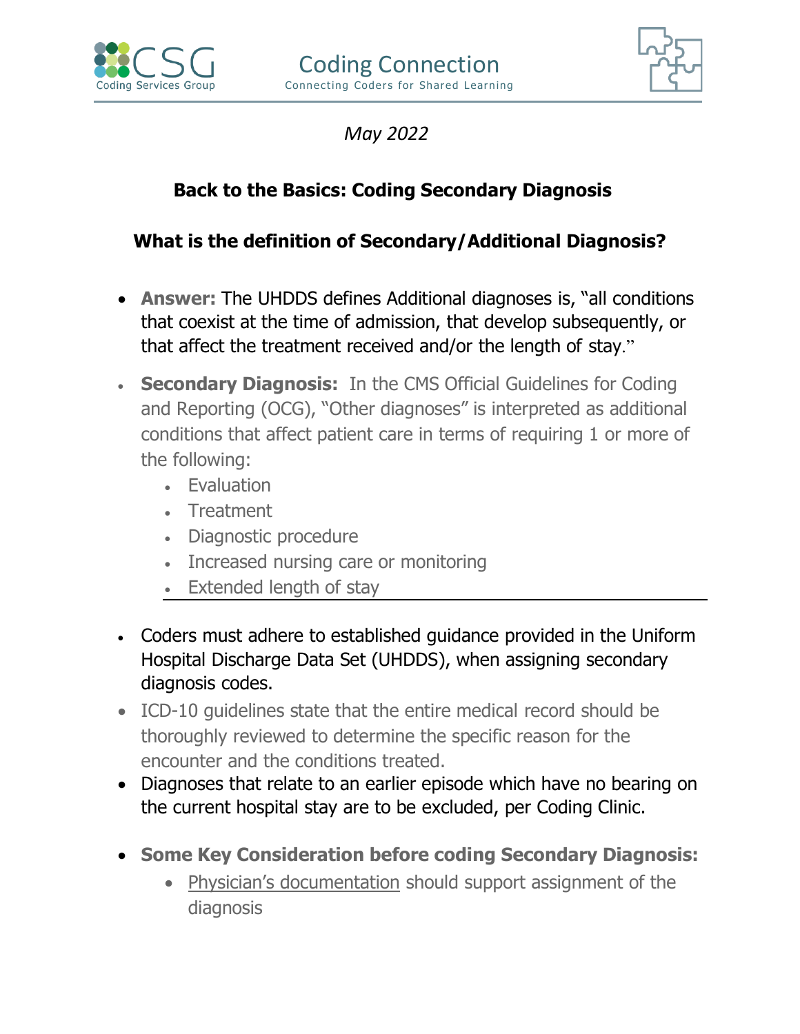Coding Connection

Connecting Coders for Shared Learning

*May 2022*

## Back to the Basics: Coding Secondary Diagnosis

### What is the definition of Secondary/Additional Diagnosis?

- **Answer:** The UHDDS defines Additional diagnoses is, "all conditions that coexist at the time of admission, that develop subsequently, or that affect the treatment received and/or the length of stay."
- **Secondary Diagnosis:** In the CMS Official Guidelines for Coding and Reporting (OCG), "Other diagnoses" is interpreted as additional conditions that affect patient care in terms of requiring 1 or more of the following:
  - Evaluation
  - Treatment
  - Diagnostic procedure
  - Increased nursing care or monitoring
  - Extended length of stay

---

- Coders must adhere to established guidance provided in the Uniform Hospital Discharge Data Set (UHDDS), when assigning secondary diagnosis codes.
- ICD-10 guidelines state that the entire medical record should be thoroughly reviewed to determine the specific reason for the encounter and the conditions treated.
- Diagnoses that relate to an earlier episode which have no bearing on the current hospital stay are to be excluded, per Coding Clinic.
- **Some Key Consideration before coding Secondary Diagnosis:**
  - Physician's documentation should support assignment of the diagnosis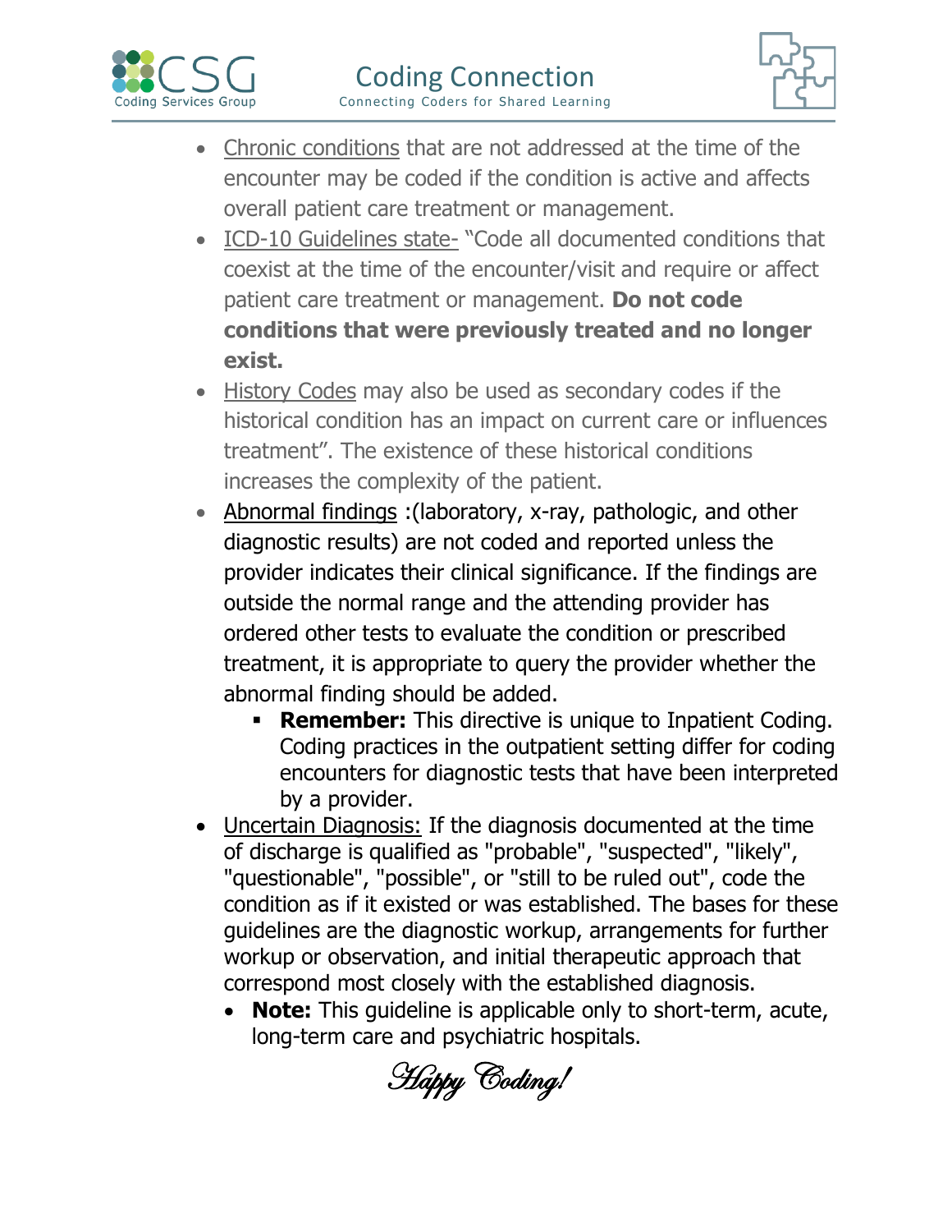- Chronic conditions that are not addressed at the time of the encounter may be coded if the condition is active and affects overall patient care treatment or management.
- ICD-10 Guidelines state- "Code all documented conditions that coexist at the time of the encounter/visit and require or affect patient care treatment or management. **Do not code conditions that were previously treated and no longer exist.**
- History Codes may also be used as secondary codes if the historical condition has an impact on current care or influences treatment". The existence of these historical conditions increases the complexity of the patient.
- Abnormal findings :(laboratory, x-ray, pathologic, and other diagnostic results) are not coded and reported unless the provider indicates their clinical significance. If the findings are outside the normal range and the attending provider has ordered other tests to evaluate the condition or prescribed treatment, it is appropriate to query the provider whether the abnormal finding should be added.
    - **Remember:** This directive is unique to Inpatient Coding. Coding practices in the outpatient setting differ for coding encounters for diagnostic tests that have been interpreted by a provider.
- Uncertain Diagnosis: If the diagnosis documented at the time of discharge is qualified as "probable", "suspected", "likely", "questionable", "possible", or "still to be ruled out", code the condition as if it existed or was established. The bases for these guidelines are the diagnostic workup, arrangements for further workup or observation, and initial therapeutic approach that correspond most closely with the established diagnosis.
    - **Note:** This guideline is applicable only to short-term, acute, long-term care and psychiatric hospitals.

*Happy Coding!*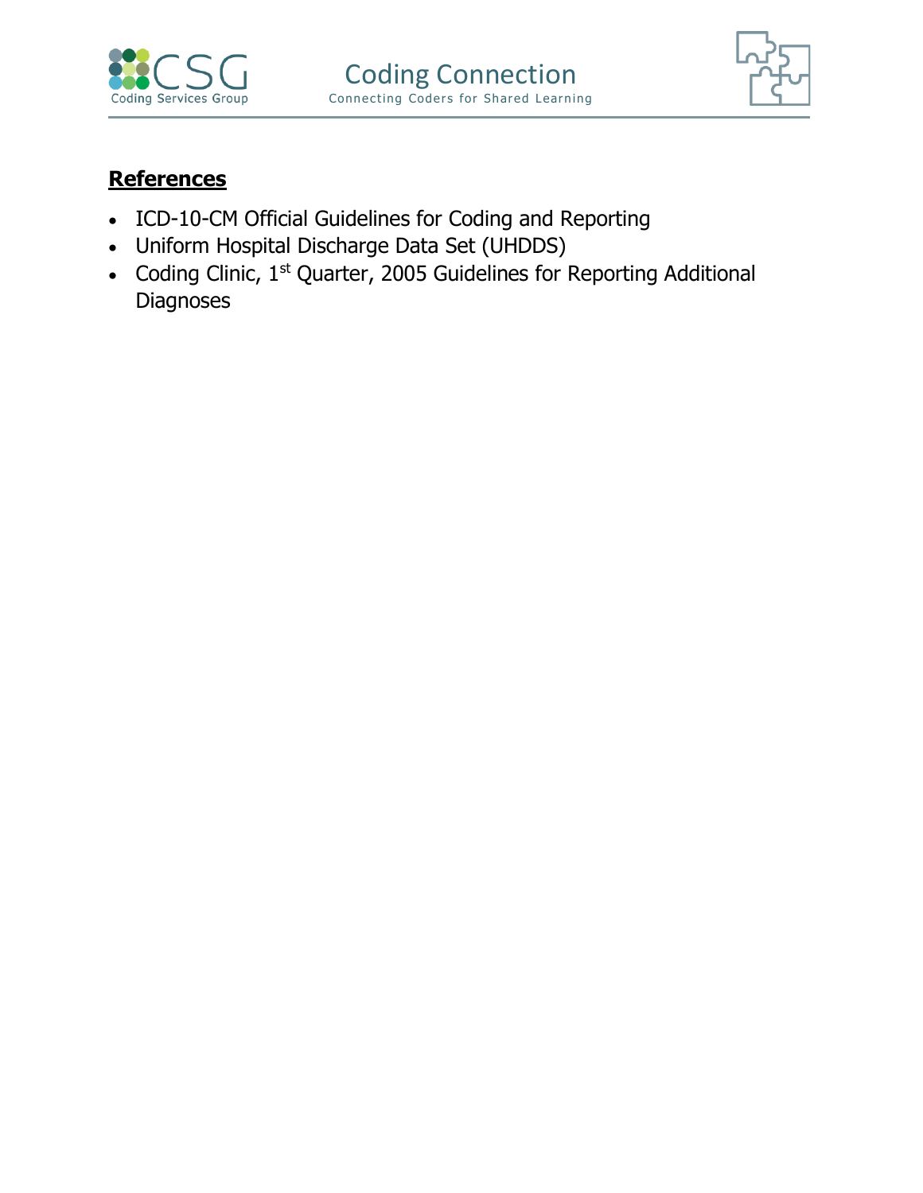## References

- ICD-10-CM Official Guidelines for Coding and Reporting
- Uniform Hospital Discharge Data Set (UHDDS)
- Coding Clinic, 1st Quarter, 2005 Guidelines for Reporting Additional Diagnoses